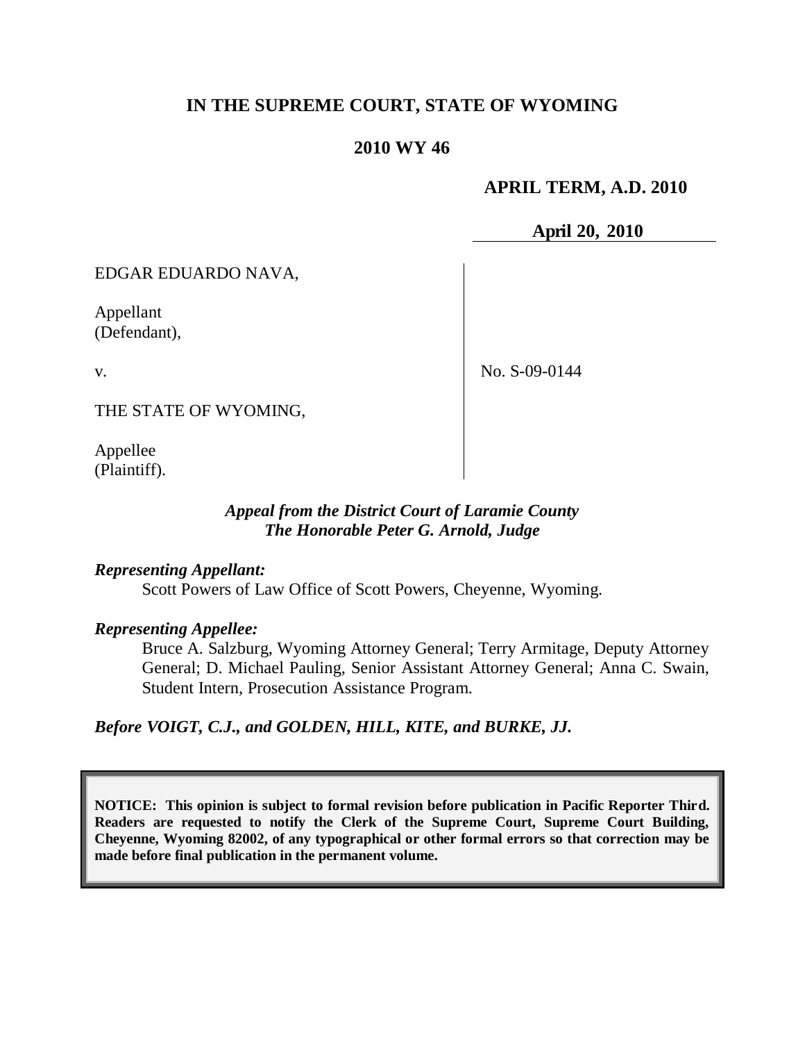# IN THE SUPREME COURT, STATE OF WYOMING

## 2010 WY 46

**APRIL TERM, A.D. 2010**

**April 20, 2010**

EDGAR EDUARDO NAVA,

Appellant
(Defendant),

v.

THE STATE OF WYOMING,

Appellee
(Plaintiff).

No. S-09-0144

*Appeal from the District Court of Laramie County*
*The Honorable Peter G. Arnold, Judge*

*Representing Appellant:*

Scott Powers of Law Office of Scott Powers, Cheyenne, Wyoming.

*Representing Appellee:*

Bruce A. Salzburg, Wyoming Attorney General; Terry Armitage, Deputy Attorney General; D. Michael Pauling, Senior Assistant Attorney General; Anna C. Swain, Student Intern, Prosecution Assistance Program.

*Before VOIGT, C.J., and GOLDEN, HILL, KITE, and BURKE, JJ.*

**NOTICE: This opinion is subject to formal revision before publication in Pacific Reporter Third. Readers are requested to notify the Clerk of the Supreme Court, Supreme Court Building, Cheyenne, Wyoming 82002, of any typographical or other formal errors so that correction may be made before final publication in the permanent volume.**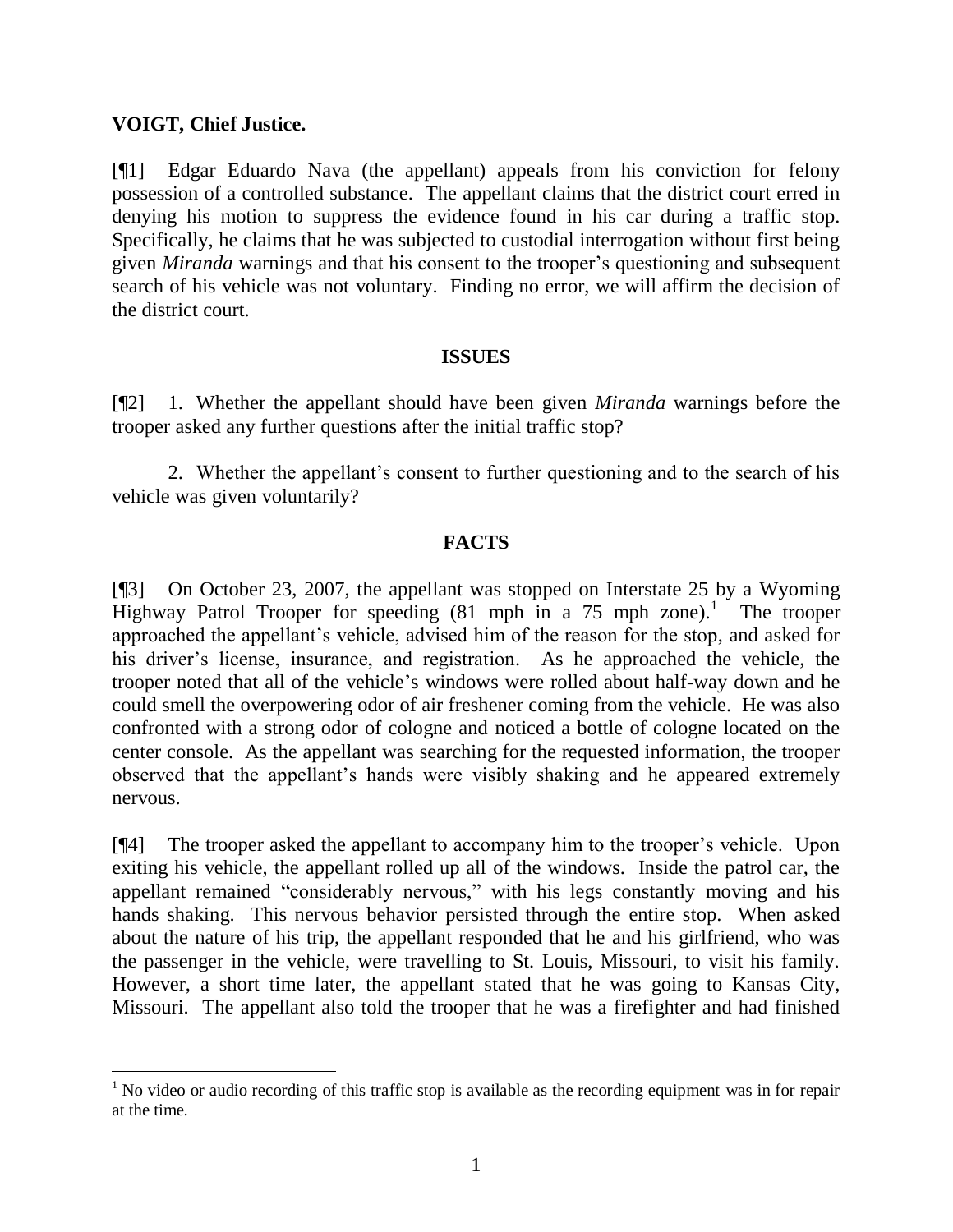**VOIGT, Chief Justice.**

[¶1] Edgar Eduardo Nava (the appellant) appeals from his conviction for felony possession of a controlled substance. The appellant claims that the district court erred in denying his motion to suppress the evidence found in his car during a traffic stop. Specifically, he claims that he was subjected to custodial interrogation without first being given *Miranda* warnings and that his consent to the trooper's questioning and subsequent search of his vehicle was not voluntary. Finding no error, we will affirm the decision of the district court.

## ISSUES

[¶2] 1. Whether the appellant should have been given *Miranda* warnings before the trooper asked any further questions after the initial traffic stop?

2. Whether the appellant's consent to further questioning and to the search of his vehicle was given voluntarily?

## FACTS

[¶3] On October 23, 2007, the appellant was stopped on Interstate 25 by a Wyoming Highway Patrol Trooper for speeding (81 mph in a 75 mph zone).[1] The trooper approached the appellant's vehicle, advised him of the reason for the stop, and asked for his driver's license, insurance, and registration. As he approached the vehicle, the trooper noted that all of the vehicle's windows were rolled about half-way down and he could smell the overpowering odor of air freshener coming from the vehicle. He was also confronted with a strong odor of cologne and noticed a bottle of cologne located on the center console. As the appellant was searching for the requested information, the trooper observed that the appellant's hands were visibly shaking and he appeared extremely nervous.

[¶4] The trooper asked the appellant to accompany him to the trooper's vehicle. Upon exiting his vehicle, the appellant rolled up all of the windows. Inside the patrol car, the appellant remained "considerably nervous," with his legs constantly moving and his hands shaking. This nervous behavior persisted through the entire stop. When asked about the nature of his trip, the appellant responded that he and his girlfriend, who was the passenger in the vehicle, were travelling to St. Louis, Missouri, to visit his family. However, a short time later, the appellant stated that he was going to Kansas City, Missouri. The appellant also told the trooper that he was a firefighter and had finished

[1] No video or audio recording of this traffic stop is available as the recording equipment was in for repair at the time.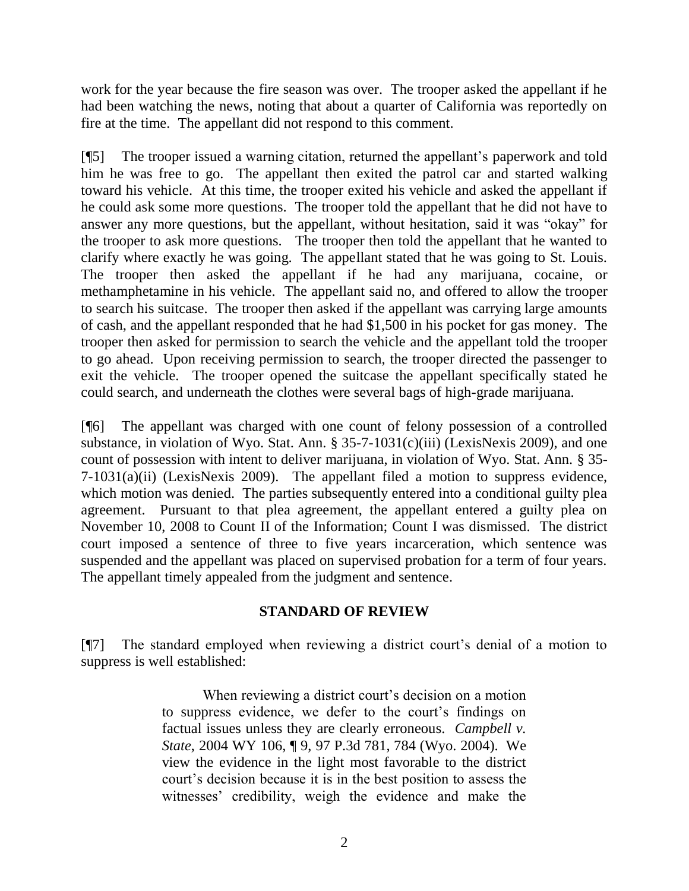work for the year because the fire season was over. The trooper asked the appellant if he had been watching the news, noting that about a quarter of California was reportedly on fire at the time. The appellant did not respond to this comment.

[¶5] The trooper issued a warning citation, returned the appellant's paperwork and told him he was free to go. The appellant then exited the patrol car and started walking toward his vehicle. At this time, the trooper exited his vehicle and asked the appellant if he could ask some more questions. The trooper told the appellant that he did not have to answer any more questions, but the appellant, without hesitation, said it was "okay" for the trooper to ask more questions. The trooper then told the appellant that he wanted to clarify where exactly he was going. The appellant stated that he was going to St. Louis. The trooper then asked the appellant if he had any marijuana, cocaine, or methamphetamine in his vehicle. The appellant said no, and offered to allow the trooper to search his suitcase. The trooper then asked if the appellant was carrying large amounts of cash, and the appellant responded that he had $1,500 in his pocket for gas money. The trooper then asked for permission to search the vehicle and the appellant told the trooper to go ahead. Upon receiving permission to search, the trooper directed the passenger to exit the vehicle. The trooper opened the suitcase the appellant specifically stated he could search, and underneath the clothes were several bags of high-grade marijuana.

[¶6] The appellant was charged with one count of felony possession of a controlled substance, in violation of Wyo. Stat. Ann. § 35-7-1031(c)(iii) (LexisNexis 2009), and one count of possession with intent to deliver marijuana, in violation of Wyo. Stat. Ann. § 35-7-1031(a)(ii) (LexisNexis 2009). The appellant filed a motion to suppress evidence, which motion was denied. The parties subsequently entered into a conditional guilty plea agreement. Pursuant to that plea agreement, the appellant entered a guilty plea on November 10, 2008 to Count II of the Information; Count I was dismissed. The district court imposed a sentence of three to five years incarceration, which sentence was suspended and the appellant was placed on supervised probation for a term of four years. The appellant timely appealed from the judgment and sentence.

## STANDARD OF REVIEW

[¶7] The standard employed when reviewing a district court's denial of a motion to suppress is well established:

> When reviewing a district court's decision on a motion to suppress evidence, we defer to the court's findings on factual issues unless they are clearly erroneous. *Campbell v. State*, 2004 WY 106, ¶ 9, 97 P.3d 781, 784 (Wyo. 2004). We view the evidence in the light most favorable to the district court's decision because it is in the best position to assess the witnesses' credibility, weigh the evidence and make the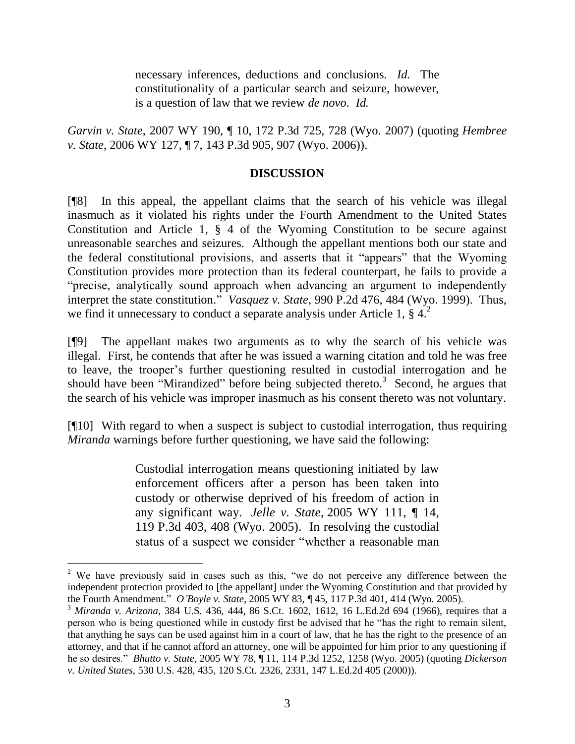> necessary inferences, deductions and conclusions. *Id.* The constitutionality of a particular search and seizure, however, is a question of law that we review *de novo*. *Id.*

*Garvin v. State*, 2007 WY 190, ¶ 10, 172 P.3d 725, 728 (Wyo. 2007) (quoting *Hembree v. State*, 2006 WY 127, ¶ 7, 143 P.3d 905, 907 (Wyo. 2006)).

## DISCUSSION

[¶8] In this appeal, the appellant claims that the search of his vehicle was illegal inasmuch as it violated his rights under the Fourth Amendment to the United States Constitution and Article 1, § 4 of the Wyoming Constitution to be secure against unreasonable searches and seizures. Although the appellant mentions both our state and the federal constitutional provisions, and asserts that it "appears" that the Wyoming Constitution provides more protection than its federal counterpart, he fails to provide a "precise, analytically sound approach when advancing an argument to independently interpret the state constitution." *Vasquez v. State*, 990 P.2d 476, 484 (Wyo. 1999). Thus, we find it unnecessary to conduct a separate analysis under Article 1, § 4.[2]

[¶9] The appellant makes two arguments as to why the search of his vehicle was illegal. First, he contends that after he was issued a warning citation and told he was free to leave, the trooper's further questioning resulted in custodial interrogation and he should have been "Mirandized" before being subjected thereto.[3] Second, he argues that the search of his vehicle was improper inasmuch as his consent thereto was not voluntary.

[¶10] With regard to when a suspect is subject to custodial interrogation, thus requiring *Miranda* warnings before further questioning, we have said the following:

> Custodial interrogation means questioning initiated by law enforcement officers after a person has been taken into custody or otherwise deprived of his freedom of action in any significant way. *Jelle v. State*, 2005 WY 111, ¶ 14, 119 P.3d 403, 408 (Wyo. 2005). In resolving the custodial status of a suspect we consider "whether a reasonable man

---

[2] We have previously said in cases such as this, "we do not perceive any difference between the independent protection provided to [the appellant] under the Wyoming Constitution and that provided by the Fourth Amendment." *O'Boyle v. State*, 2005 WY 83, ¶ 45, 117 P.3d 401, 414 (Wyo. 2005).

[3] *Miranda v. Arizona*, 384 U.S. 436, 444, 86 S.Ct. 1602, 1612, 16 L.Ed.2d 694 (1966), requires that a person who is being questioned while in custody first be advised that he "has the right to remain silent, that anything he says can be used against him in a court of law, that he has the right to the presence of an attorney, and that if he cannot afford an attorney, one will be appointed for him prior to any questioning if he so desires." *Bhutto v. State*, 2005 WY 78, ¶ 11, 114 P.3d 1252, 1258 (Wyo. 2005) (quoting *Dickerson v. United States*, 530 U.S. 428, 435, 120 S.Ct. 2326, 2331, 147 L.Ed.2d 405 (2000)).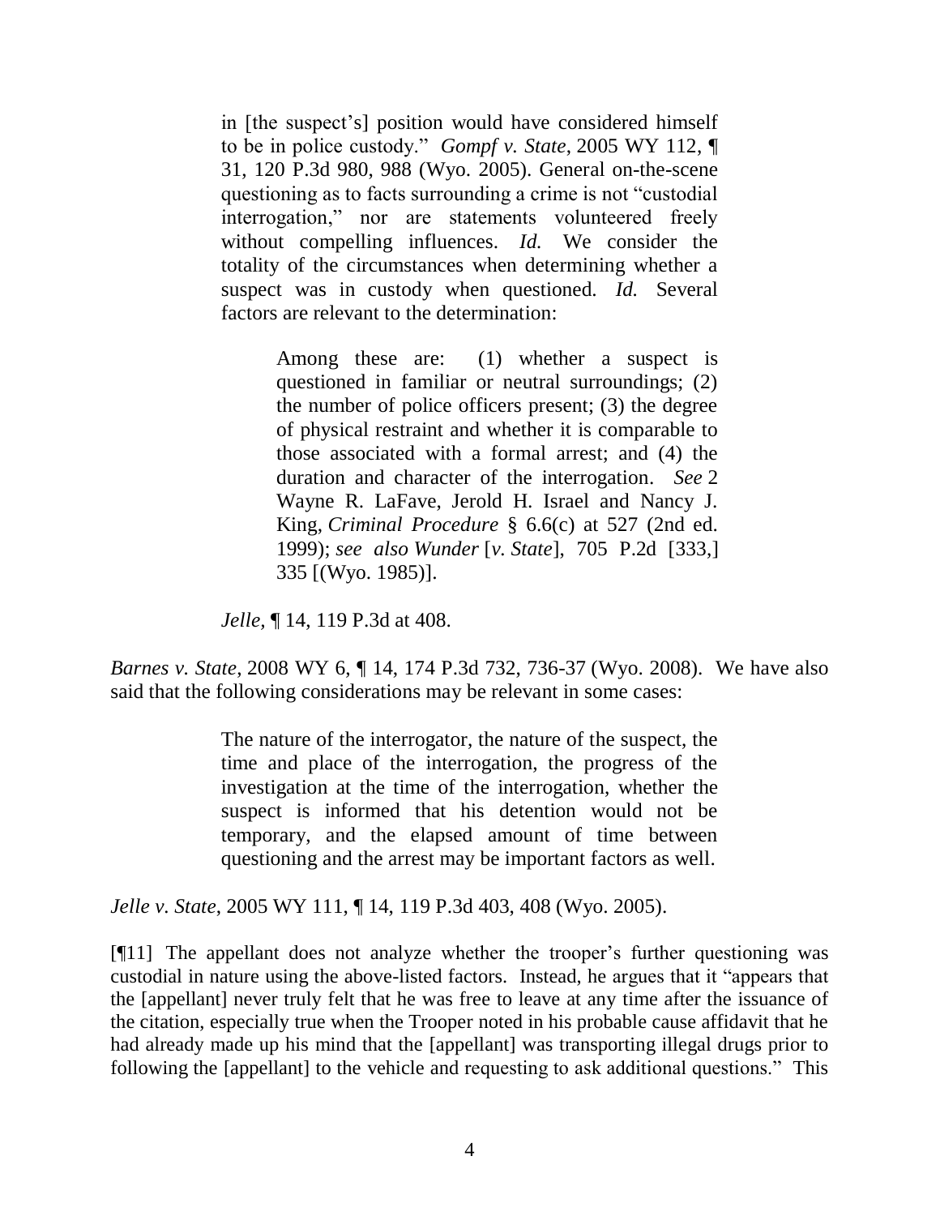> in [the suspect's] position would have considered himself to be in police custody." *Gompf v. State*, 2005 WY 112, ¶ 31, 120 P.3d 980, 988 (Wyo. 2005). General on-the-scene questioning as to facts surrounding a crime is not "custodial interrogation," nor are statements volunteered freely without compelling influences. *Id.* We consider the totality of the circumstances when determining whether a suspect was in custody when questioned. *Id.* Several factors are relevant to the determination:
>
> > Among these are: (1) whether a suspect is questioned in familiar or neutral surroundings; (2) the number of police officers present; (3) the degree of physical restraint and whether it is comparable to those associated with a formal arrest; and (4) the duration and character of the interrogation. *See* 2 Wayne R. LaFave, Jerold H. Israel and Nancy J. King, *Criminal Procedure* § 6.6(c) at 527 (2nd ed. 1999); *see also Wunder* [*v. State*], 705 P.2d [333,] 335 [(Wyo. 1985)].
>
> *Jelle*, ¶ 14, 119 P.3d at 408.

*Barnes v. State*, 2008 WY 6, ¶ 14, 174 P.3d 732, 736-37 (Wyo. 2008). We have also said that the following considerations may be relevant in some cases:

> The nature of the interrogator, the nature of the suspect, the time and place of the interrogation, the progress of the investigation at the time of the interrogation, whether the suspect is informed that his detention would not be temporary, and the elapsed amount of time between questioning and the arrest may be important factors as well.

*Jelle v. State*, 2005 WY 111, ¶ 14, 119 P.3d 403, 408 (Wyo. 2005).

[¶11] The appellant does not analyze whether the trooper's further questioning was custodial in nature using the above-listed factors. Instead, he argues that it "appears that the [appellant] never truly felt that he was free to leave at any time after the issuance of the citation, especially true when the Trooper noted in his probable cause affidavit that he had already made up his mind that the [appellant] was transporting illegal drugs prior to following the [appellant] to the vehicle and requesting to ask additional questions." This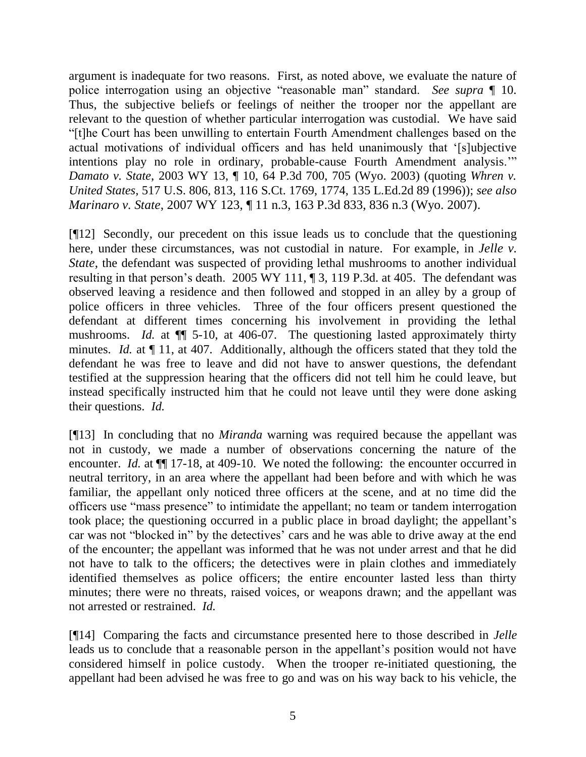argument is inadequate for two reasons. First, as noted above, we evaluate the nature of police interrogation using an objective "reasonable man" standard. *See supra* ¶ 10. Thus, the subjective beliefs or feelings of neither the trooper nor the appellant are relevant to the question of whether particular interrogation was custodial. We have said "[t]he Court has been unwilling to entertain Fourth Amendment challenges based on the actual motivations of individual officers and has held unanimously that '[s]ubjective intentions play no role in ordinary, probable-cause Fourth Amendment analysis.'" *Damato v. State*, 2003 WY 13, ¶ 10, 64 P.3d 700, 705 (Wyo. 2003) (quoting *Whren v. United States*, 517 U.S. 806, 813, 116 S.Ct. 1769, 1774, 135 L.Ed.2d 89 (1996)); *see also Marinaro v. State*, 2007 WY 123, ¶ 11 n.3, 163 P.3d 833, 836 n.3 (Wyo. 2007).

[¶12] Secondly, our precedent on this issue leads us to conclude that the questioning here, under these circumstances, was not custodial in nature. For example, in *Jelle v. State*, the defendant was suspected of providing lethal mushrooms to another individual resulting in that person's death. 2005 WY 111, ¶ 3, 119 P.3d. at 405. The defendant was observed leaving a residence and then followed and stopped in an alley by a group of police officers in three vehicles. Three of the four officers present questioned the defendant at different times concerning his involvement in providing the lethal mushrooms. *Id.* at ¶¶ 5-10, at 406-07. The questioning lasted approximately thirty minutes. *Id.* at ¶ 11, at 407. Additionally, although the officers stated that they told the defendant he was free to leave and did not have to answer questions, the defendant testified at the suppression hearing that the officers did not tell him he could leave, but instead specifically instructed him that he could not leave until they were done asking their questions. *Id.*

[¶13] In concluding that no *Miranda* warning was required because the appellant was not in custody, we made a number of observations concerning the nature of the encounter. *Id.* at ¶¶ 17-18, at 409-10. We noted the following: the encounter occurred in neutral territory, in an area where the appellant had been before and with which he was familiar, the appellant only noticed three officers at the scene, and at no time did the officers use "mass presence" to intimidate the appellant; no team or tandem interrogation took place; the questioning occurred in a public place in broad daylight; the appellant's car was not "blocked in" by the detectives' cars and he was able to drive away at the end of the encounter; the appellant was informed that he was not under arrest and that he did not have to talk to the officers; the detectives were in plain clothes and immediately identified themselves as police officers; the entire encounter lasted less than thirty minutes; there were no threats, raised voices, or weapons drawn; and the appellant was not arrested or restrained. *Id.*

[¶14] Comparing the facts and circumstance presented here to those described in *Jelle* leads us to conclude that a reasonable person in the appellant's position would not have considered himself in police custody. When the trooper re-initiated questioning, the appellant had been advised he was free to go and was on his way back to his vehicle, the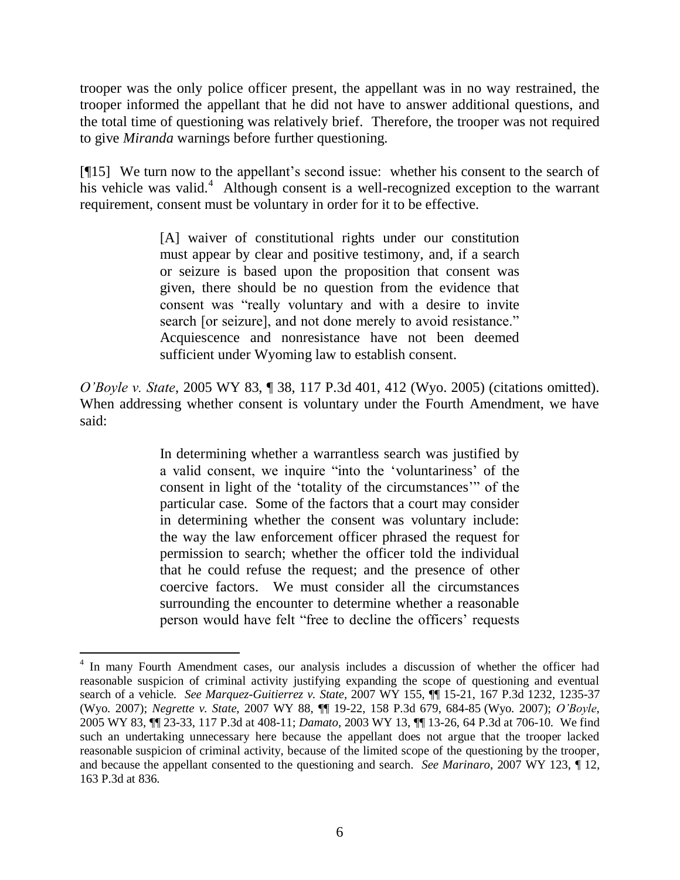trooper was the only police officer present, the appellant was in no way restrained, the trooper informed the appellant that he did not have to answer additional questions, and the total time of questioning was relatively brief. Therefore, the trooper was not required to give *Miranda* warnings before further questioning.

[¶15] We turn now to the appellant's second issue: whether his consent to the search of his vehicle was valid.[4] Although consent is a well-recognized exception to the warrant requirement, consent must be voluntary in order for it to be effective.

> [A] waiver of constitutional rights under our constitution must appear by clear and positive testimony, and, if a search or seizure is based upon the proposition that consent was given, there should be no question from the evidence that consent was "really voluntary and with a desire to invite search [or seizure], and not done merely to avoid resistance." Acquiescence and nonresistance have not been deemed sufficient under Wyoming law to establish consent.

*O'Boyle v. State*, 2005 WY 83, ¶ 38, 117 P.3d 401, 412 (Wyo. 2005) (citations omitted). When addressing whether consent is voluntary under the Fourth Amendment, we have said:

> In determining whether a warrantless search was justified by a valid consent, we inquire "into the 'voluntariness' of the consent in light of the 'totality of the circumstances'" of the particular case. Some of the factors that a court may consider in determining whether the consent was voluntary include: the way the law enforcement officer phrased the request for permission to search; whether the officer told the individual that he could refuse the request; and the presence of other coercive factors. We must consider all the circumstances surrounding the encounter to determine whether a reasonable person would have felt "free to decline the officers' requests

---

[4] In many Fourth Amendment cases, our analysis includes a discussion of whether the officer had reasonable suspicion of criminal activity justifying expanding the scope of questioning and eventual search of a vehicle. *See Marquez-Guitierrez v. State*, 2007 WY 155, ¶¶ 15-21, 167 P.3d 1232, 1235-37 (Wyo. 2007); *Negrette v. State*, 2007 WY 88, ¶¶ 19-22, 158 P.3d 679, 684-85 (Wyo. 2007); *O'Boyle*, 2005 WY 83, ¶¶ 23-33, 117 P.3d at 408-11; *Damato*, 2003 WY 13, ¶¶ 13-26, 64 P.3d at 706-10. We find such an undertaking unnecessary here because the appellant does not argue that the trooper lacked reasonable suspicion of criminal activity, because of the limited scope of the questioning by the trooper, and because the appellant consented to the questioning and search. *See Marinaro*, 2007 WY 123, ¶ 12, 163 P.3d at 836.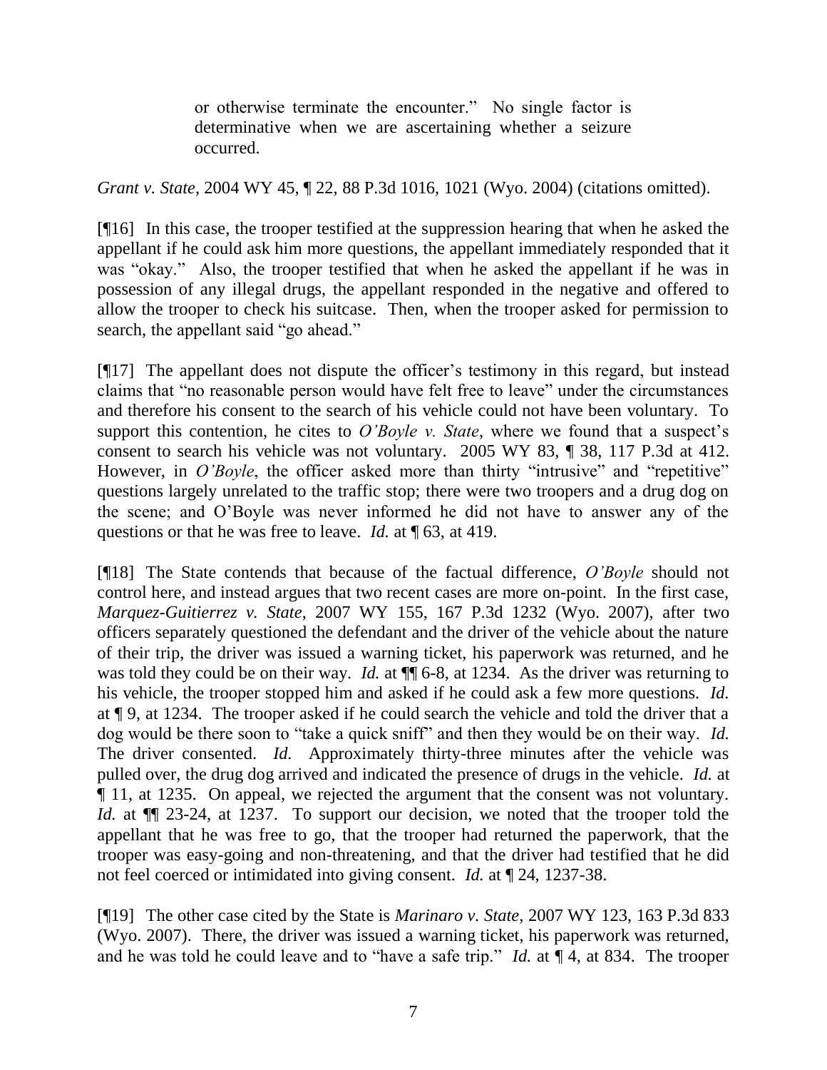> or otherwise terminate the encounter." No single factor is determinative when we are ascertaining whether a seizure occurred.

*Grant v. State*, 2004 WY 45, ¶ 22, 88 P.3d 1016, 1021 (Wyo. 2004) (citations omitted).

[¶16] In this case, the trooper testified at the suppression hearing that when he asked the appellant if he could ask him more questions, the appellant immediately responded that it was "okay." Also, the trooper testified that when he asked the appellant if he was in possession of any illegal drugs, the appellant responded in the negative and offered to allow the trooper to check his suitcase. Then, when the trooper asked for permission to search, the appellant said "go ahead."

[¶17] The appellant does not dispute the officer's testimony in this regard, but instead claims that "no reasonable person would have felt free to leave" under the circumstances and therefore his consent to the search of his vehicle could not have been voluntary. To support this contention, he cites to *O'Boyle v. State*, where we found that a suspect's consent to search his vehicle was not voluntary. 2005 WY 83, ¶ 38, 117 P.3d at 412. However, in *O'Boyle*, the officer asked more than thirty "intrusive" and "repetitive" questions largely unrelated to the traffic stop; there were two troopers and a drug dog on the scene; and O'Boyle was never informed he did not have to answer any of the questions or that he was free to leave. *Id.* at ¶ 63, at 419.

[¶18] The State contends that because of the factual difference, *O'Boyle* should not control here, and instead argues that two recent cases are more on-point. In the first case, *Marquez-Guitierrez v. State*, 2007 WY 155, 167 P.3d 1232 (Wyo. 2007), after two officers separately questioned the defendant and the driver of the vehicle about the nature of their trip, the driver was issued a warning ticket, his paperwork was returned, and he was told they could be on their way. *Id.* at ¶¶ 6-8, at 1234. As the driver was returning to his vehicle, the trooper stopped him and asked if he could ask a few more questions. *Id.* at ¶ 9, at 1234. The trooper asked if he could search the vehicle and told the driver that a dog would be there soon to "take a quick sniff" and then they would be on their way. *Id.* The driver consented. *Id.* Approximately thirty-three minutes after the vehicle was pulled over, the drug dog arrived and indicated the presence of drugs in the vehicle. *Id.* at ¶ 11, at 1235. On appeal, we rejected the argument that the consent was not voluntary. *Id.* at ¶¶ 23-24, at 1237. To support our decision, we noted that the trooper told the appellant that he was free to go, that the trooper had returned the paperwork, that the trooper was easy-going and non-threatening, and that the driver had testified that he did not feel coerced or intimidated into giving consent. *Id.* at ¶ 24, 1237-38.

[¶19] The other case cited by the State is *Marinaro v. State*, 2007 WY 123, 163 P.3d 833 (Wyo. 2007). There, the driver was issued a warning ticket, his paperwork was returned, and he was told he could leave and to "have a safe trip." *Id.* at ¶ 4, at 834. The trooper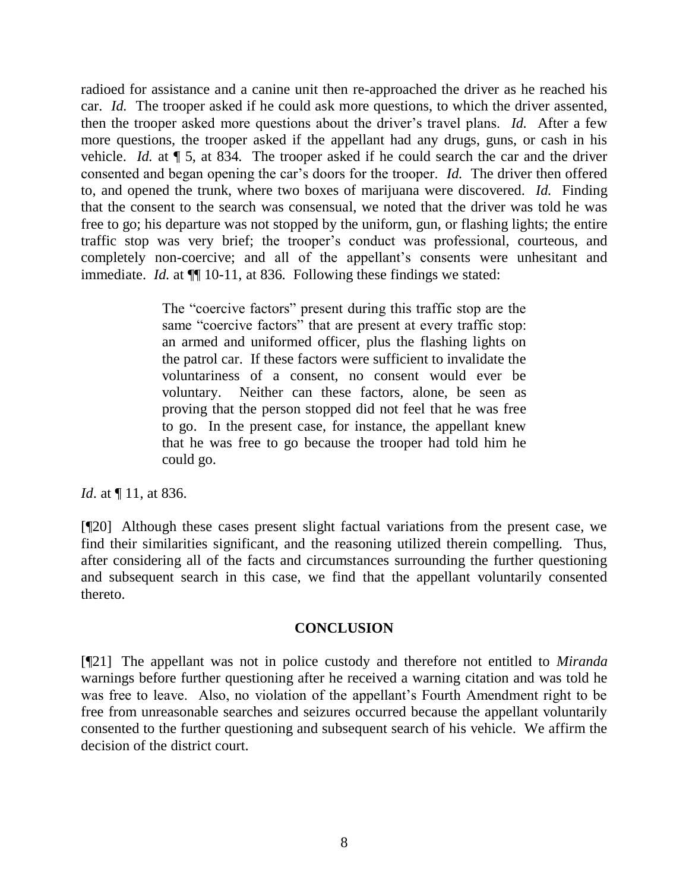radioed for assistance and a canine unit then re-approached the driver as he reached his car. *Id.* The trooper asked if he could ask more questions, to which the driver assented, then the trooper asked more questions about the driver's travel plans. *Id.* After a few more questions, the trooper asked if the appellant had any drugs, guns, or cash in his vehicle. *Id.* at ¶ 5, at 834. The trooper asked if he could search the car and the driver consented and began opening the car's doors for the trooper. *Id.* The driver then offered to, and opened the trunk, where two boxes of marijuana were discovered. *Id.* Finding that the consent to the search was consensual, we noted that the driver was told he was free to go; his departure was not stopped by the uniform, gun, or flashing lights; the entire traffic stop was very brief; the trooper's conduct was professional, courteous, and completely non-coercive; and all of the appellant's consents were unhesitant and immediate. *Id.* at ¶¶ 10-11, at 836. Following these findings we stated:

> The "coercive factors" present during this traffic stop are the same "coercive factors" that are present at every traffic stop: an armed and uniformed officer, plus the flashing lights on the patrol car. If these factors were sufficient to invalidate the voluntariness of a consent, no consent would ever be voluntary. Neither can these factors, alone, be seen as proving that the person stopped did not feel that he was free to go. In the present case, for instance, the appellant knew that he was free to go because the trooper had told him he could go.

*Id*. at ¶ 11, at 836.

[¶20] Although these cases present slight factual variations from the present case, we find their similarities significant, and the reasoning utilized therein compelling. Thus, after considering all of the facts and circumstances surrounding the further questioning and subsequent search in this case, we find that the appellant voluntarily consented thereto.

## CONCLUSION

[¶21] The appellant was not in police custody and therefore not entitled to *Miranda* warnings before further questioning after he received a warning citation and was told he was free to leave. Also, no violation of the appellant's Fourth Amendment right to be free from unreasonable searches and seizures occurred because the appellant voluntarily consented to the further questioning and subsequent search of his vehicle. We affirm the decision of the district court.